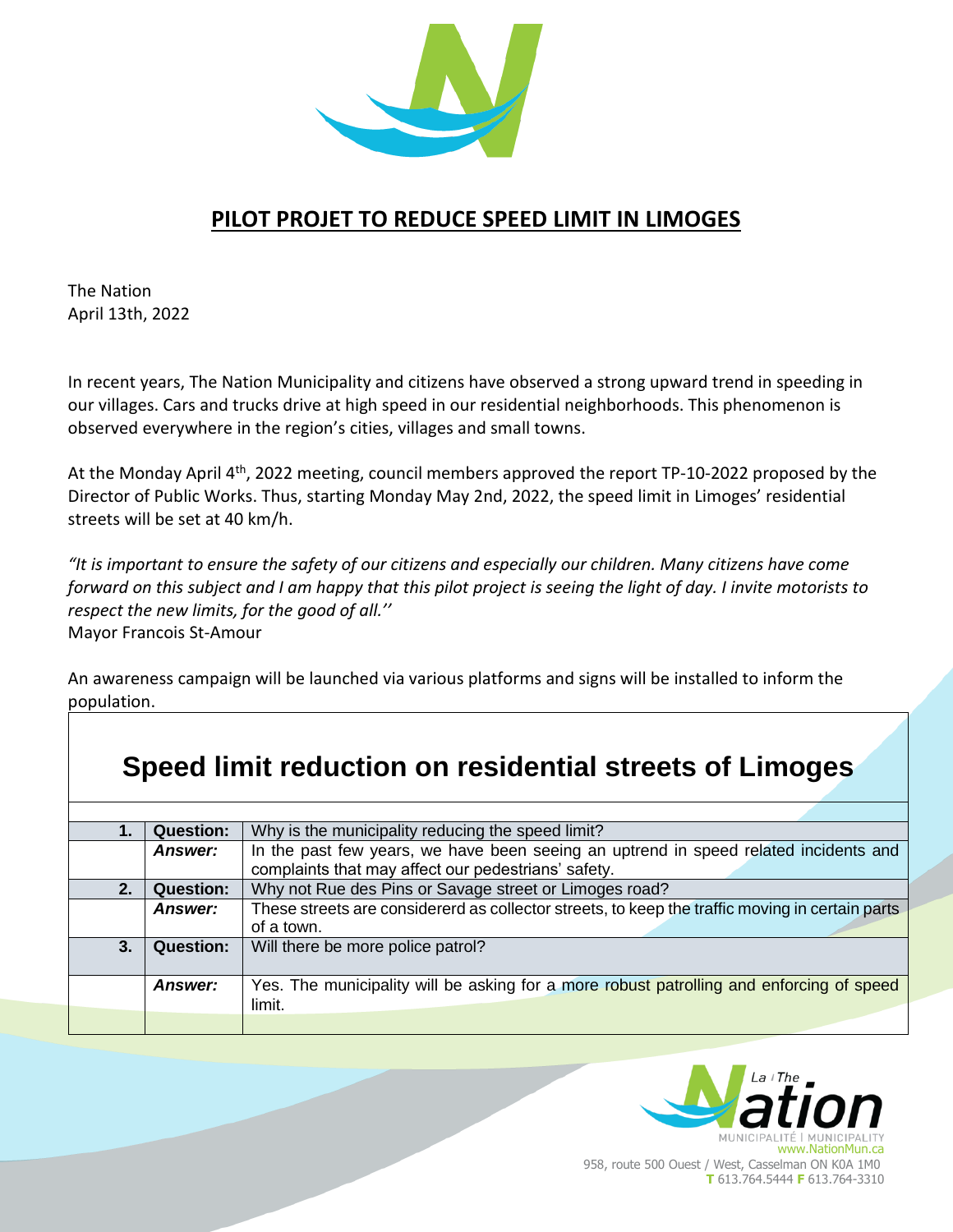# PILOT PROJET TO REDUCE SPEED LIMIT IN LIMOGES

The Nation
April 13th, 2022

In recent years, The Nation Municipality and citizens have observed a strong upward trend in speeding in our villages. Cars and trucks drive at high speed in our residential neighborhoods. This phenomenon is observed everywhere in the region's cities, villages and small towns.

At the Monday April 4th, 2022 meeting, council members approved the report TP-10-2022 proposed by the Director of Public Works. Thus, starting Monday May 2nd, 2022, the speed limit in Limoges' residential streets will be set at 40 km/h.

*"It is important to ensure the safety of our citizens and especially our children. Many citizens have come forward on this subject and I am happy that this pilot project is seeing the light of day. I invite motorists to respect the new limits, for the good of all.''*
Mayor Francois St-Amour

An awareness campaign will be launched via various platforms and signs will be installed to inform the population.

## Speed limit reduction on residential streets of Limoges

| | | |
|---|---|---|
| **1.** | **Question:** | Why is the municipality reducing the speed limit? |
| | ***Answer:*** | In the past few years, we have been seeing an uptrend in speed related incidents and complaints that may affect our pedestrians' safety. |
| **2.** | **Question:** | Why not Rue des Pins or Savage street or Limoges road? |
| | ***Answer:*** | These streets are considererd as collector streets, to keep the traffic moving in certain parts of a town. |
| **3.** | **Question:** | Will there be more police patrol? |
| | ***Answer:*** | Yes. The municipality will be asking for a more robust patrolling and enforcing of speed limit. |

La / The Nation
MUNICIPALITÉ | MUNICIPALITY
www.NationMun.ca
958, route 500 Ouest / West, Casselman ON K0A 1M0
T 613.764.5444 F 613.764-3310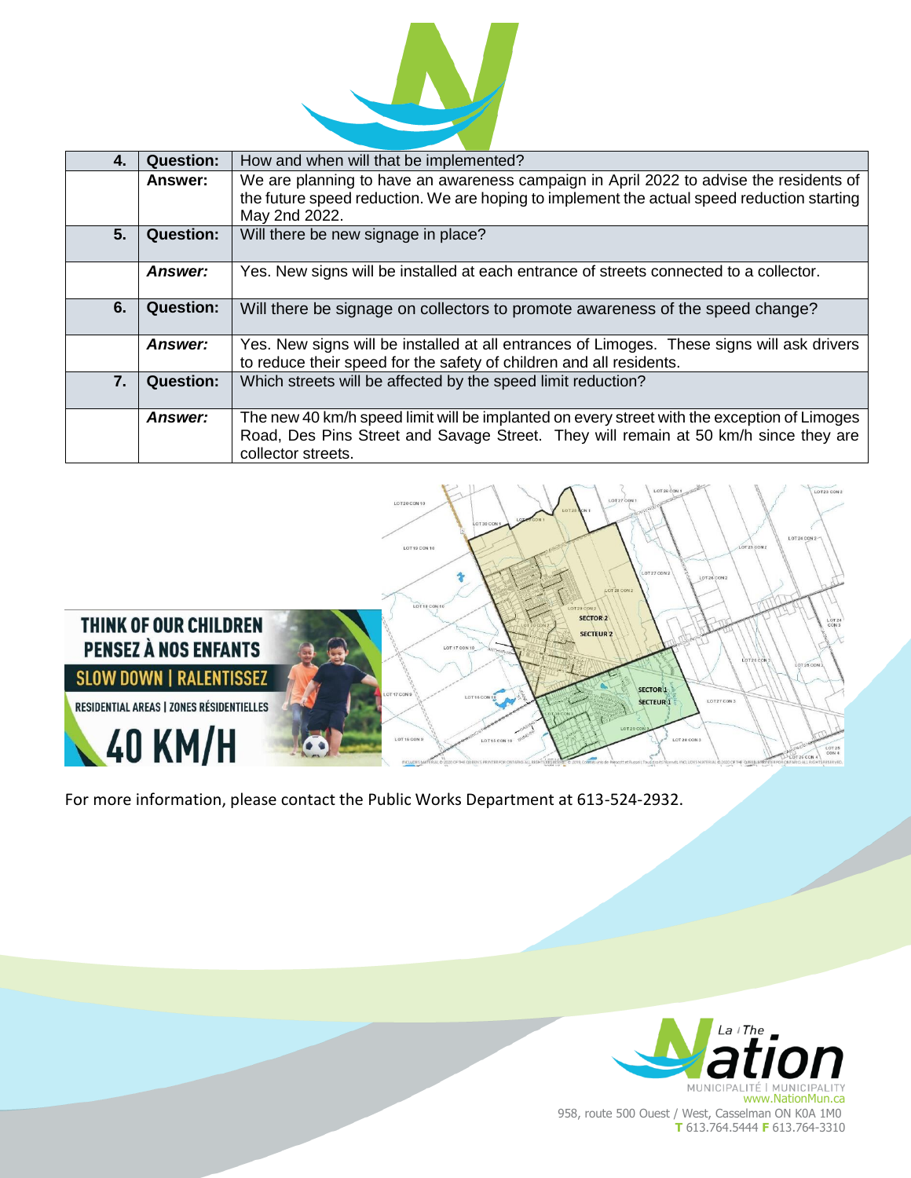| | | |
|---|---|---|
| 4. | **Question:** | How and when will that be implemented? |
| | **Answer:** | We are planning to have an awareness campaign in April 2022 to advise the residents of the future speed reduction. We are hoping to implement the actual speed reduction starting May 2nd 2022. |
| 5. | **Question:** | Will there be new signage in place? |
| | ***Answer:*** | Yes. New signs will be installed at each entrance of streets connected to a collector. |
| 6. | **Question:** | Will there be signage on collectors to promote awareness of the speed change? |
| | ***Answer:*** | Yes. New signs will be installed at all entrances of Limoges. These signs will ask drivers to reduce their speed for the safety of children and all residents. |
| 7. | **Question:** | Which streets will be affected by the speed limit reduction? |
| | ***Answer:*** | The new 40 km/h speed limit will be implanted on every street with the exception of Limoges Road, Des Pins Street and Savage Street. They will remain at 50 km/h since they are collector streets. |

THINK OF OUR CHILDREN
PENSEZ À NOS ENFANTS
SLOW DOWN | RALENTISSEZ
RESIDENTIAL AREAS | ZONES RÉSIDENTIELLES
40 KM/H

SECTOR 2
SECTEUR 2
SECTOR 1
SECTEUR 1

For more information, please contact the Public Works Department at 613-524-2932.

La / The Nation
MUNICIPALITÉ | MUNICIPALITY
www.NationMun.ca
958, route 500 Ouest / West, Casselman ON K0A 1M0
T 613.764.5444 F 613.764-3310